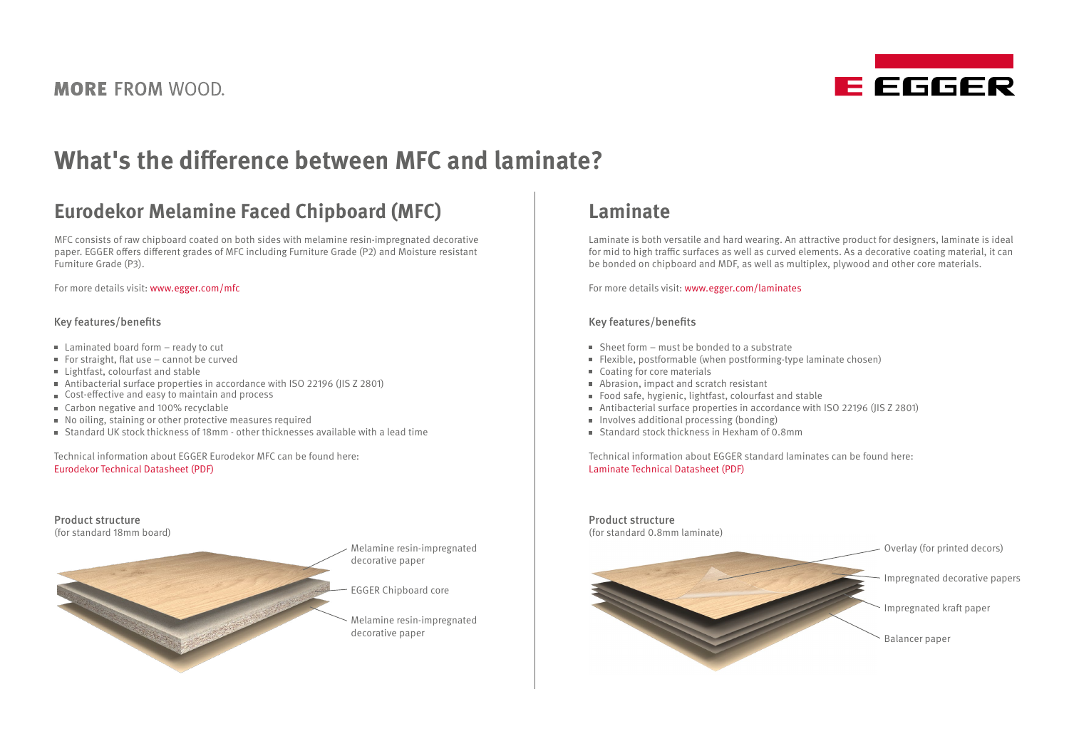MORE FROM WOOD.

# What's the difference between MFC and laminate?

## Eurodekor Melamine Faced Chipboard (MFC)

MFC consists of raw chipboard coated on both sides with melamine resin-impregnated decorative paper. EGGER offers different grades of MFC including Furniture Grade (P2) and Moisture resistant Furniture Grade (P3).

For more details visit: www.egger.com/mfc

### Key features/benefits

- Laminated board form – ready to cut
- For straight, flat use – cannot be curved
- Lightfast, colourfast and stable
- Antibacterial surface properties in accordance with ISO 22196 (JIS Z 2801)
- Cost-effective and easy to maintain and process
- Carbon negative and 100% recyclable
- No oiling, staining or other protective measures required
- Standard UK stock thickness of 18mm - other thicknesses available with a lead time

Technical information about EGGER Eurodekor MFC can be found here:
Eurodekor Technical Datasheet (PDF)

### Product structure
(for standard 18mm board)

- Melamine resin-impregnated decorative paper
- EGGER Chipboard core
- Melamine resin-impregnated decorative paper

## Laminate

Laminate is both versatile and hard wearing. An attractive product for designers, laminate is ideal for mid to high traffic surfaces as well as curved elements. As a decorative coating material, it can be bonded on chipboard and MDF, as well as multiplex, plywood and other core materials.

For more details visit: www.egger.com/laminates

### Key features/benefits

- Sheet form – must be bonded to a substrate
- Flexible, postformable (when postforming-type laminate chosen)
- Coating for core materials
- Abrasion, impact and scratch resistant
- Food safe, hygienic, lightfast, colourfast and stable
- Antibacterial surface properties in accordance with ISO 22196 (JIS Z 2801)
- Involves additional processing (bonding)
- Standard stock thickness in Hexham of 0.8mm

Technical information about EGGER standard laminates can be found here:
Laminate Technical Datasheet (PDF)

### Product structure
(for standard 0.8mm laminate)

- Overlay (for printed decors)
- Impregnated decorative papers
- Impregnated kraft paper
- Balancer paper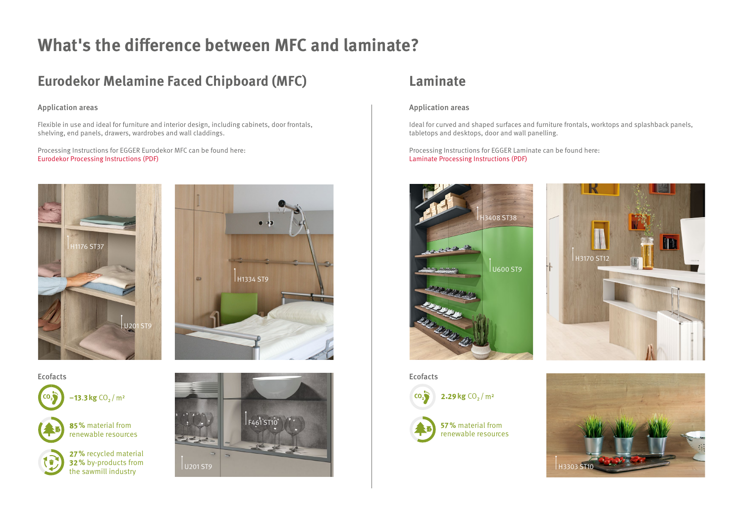# What's the difference between MFC and laminate?

## Eurodekor Melamine Faced Chipboard (MFC)

### Application areas

Flexible in use and ideal for furniture and interior design, including cabinets, door frontals, shelving, end panels, drawers, wardrobes and wall claddings.

Processing Instructions for EGGER Eurodekor MFC can be found here:
Eurodekor Processing Instructions (PDF)

H1176 ST37

U201 ST9

H1334 ST9

### Ecofacts

**–13.3 kg** $CO_2$ / m²

**85 %** material from renewable resources

**27 %** recycled material
**32 %** by-products from the sawmill industry

F461 ST10

U201 ST9

## Laminate

### Application areas

Ideal for curved and shaped surfaces and furniture frontals, worktops and splashback panels, tabletops and desktops, door and wall panelling.

Processing Instructions for EGGER Laminate can be found here:
Laminate Processing Instructions (PDF)

H3408 ST38

U600 ST9

H3170 ST12

### Ecofacts

**2.29 kg** $CO_2$ / m²

**57 %** material from renewable resources

H3303 ST10